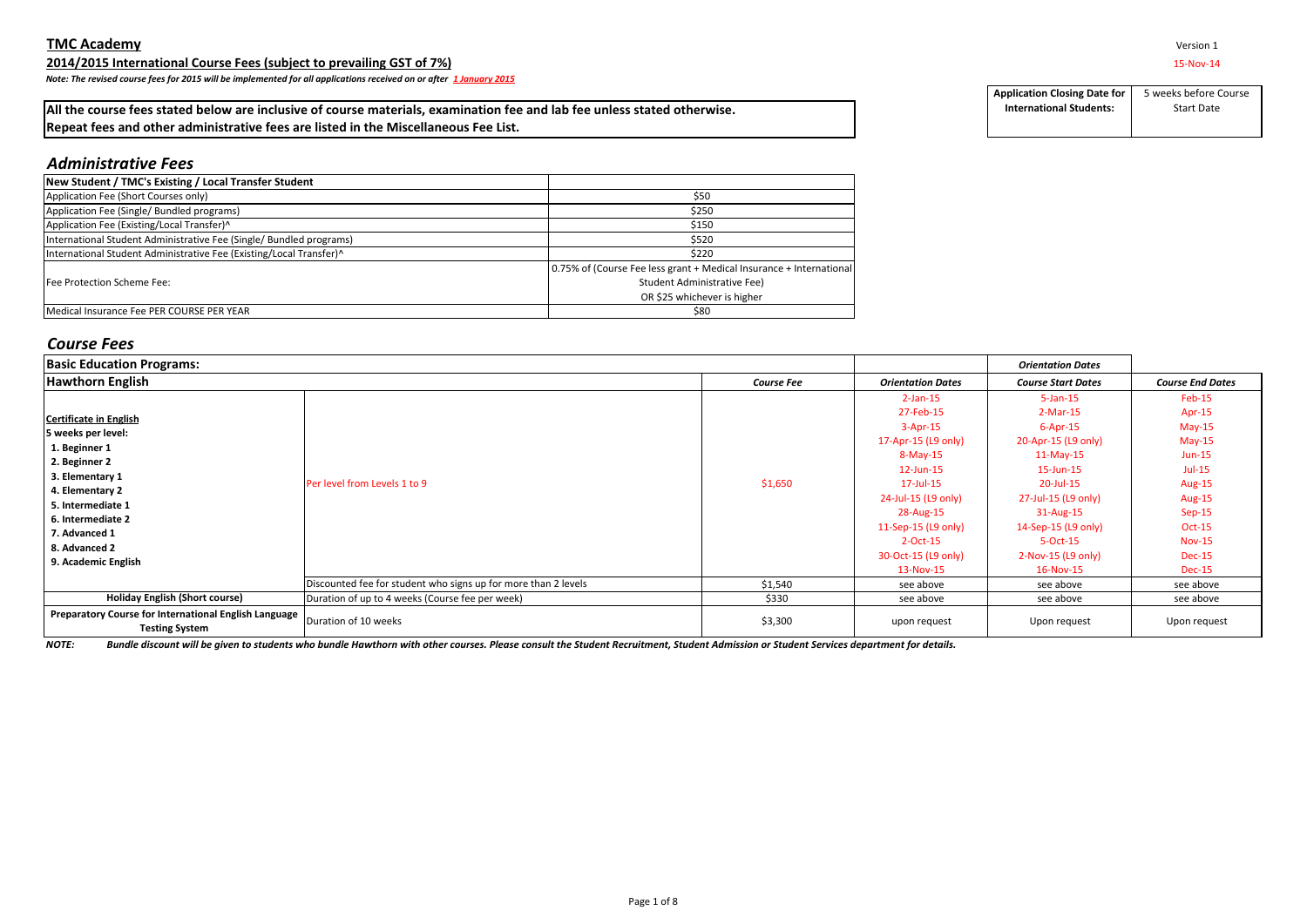**TMC Academy**

Version 1

**2014/2015 International Course Fees (subject to prevailing GST of 7%)**

15-Nov-14

*Note: The revised course fees for 2015 will be implemented for all applications received on or after 1 January 2015*

| Application Closing Date for International Students: | 5 weeks before Course Start Date |
|---|---|

**All the course fees stated below are inclusive of course materials, examination fee and lab fee unless stated otherwise.**
**Repeat fees and other administrative fees are listed in the Miscellaneous Fee List.**

## *Administrative Fees*

| New Student / TMC's Existing / Local Transfer Student | |
|---|---|
| Application Fee (Short Courses only) | $50 |
| Application Fee (Single/ Bundled programs) | $250 |
| Application Fee (Existing/Local Transfer)^ | $150 |
| International Student Administrative Fee (Single/ Bundled programs) | $520 |
| International Student Administrative Fee (Existing/Local Transfer)^ | $220 |
| Fee Protection Scheme Fee: | 0.75% of (Course Fee less grant + Medical Insurance + International Student Administrative Fee) OR $25 whichever is higher |
| Medical Insurance Fee PER COURSE PER YEAR | $80 |

## *Course Fees*

| Basic Education Programs: | | | | *Orientation Dates* | |
|---|---|---|---|---|---|
| **Hawthorn English** | | ***Course Fee*** | ***Orientation Dates*** | ***Course Start Dates*** | ***Course End Dates*** |
| **Certificate in English**<br>**5 weeks per level:**<br>**1. Beginner 1**<br>**2. Beginner 2**<br>**3. Elementary 1**<br>**4. Elementary 2**<br>**5. Intermediate 1**<br>**6. Intermediate 2**<br>**7. Advanced 1**<br>**8. Advanced 2**<br>**9. Academic English** | Per level from Levels 1 to 9 | $1,650 | 2-Jan-15<br>27-Feb-15<br>3-Apr-15<br>17-Apr-15 (L9 only)<br>8-May-15<br>12-Jun-15<br>17-Jul-15<br>24-Jul-15 (L9 only)<br>28-Aug-15<br>11-Sep-15 (L9 only)<br>2-Oct-15<br>30-Oct-15 (L9 only)<br>13-Nov-15 | 5-Jan-15<br>2-Mar-15<br>6-Apr-15<br>20-Apr-15 (L9 only)<br>11-May-15<br>15-Jun-15<br>20-Jul-15<br>27-Jul-15 (L9 only)<br>31-Aug-15<br>14-Sep-15 (L9 only)<br>5-Oct-15<br>2-Nov-15 (L9 only)<br>16-Nov-15 | Feb-15<br>Apr-15<br>May-15<br>May-15<br>Jun-15<br>Jul-15<br>Aug-15<br>Aug-15<br>Sep-15<br>Oct-15<br>Nov-15<br>Dec-15<br>Dec-15 |
| | Discounted fee for student who signs up for more than 2 levels | $1,540 | see above | see above | see above |
| **Holiday English (Short course)** | Duration of up to 4 weeks (Course fee per week) | $330 | see above | see above | see above |
| **Preparatory Course for International English Language Testing System** | Duration of 10 weeks | $3,300 | upon request | Upon request | Upon request |

***NOTE:*** ***Bundle discount will be given to students who bundle Hawthorn with other courses. Please consult the Student Recruitment, Student Admission or Student Services department for details.***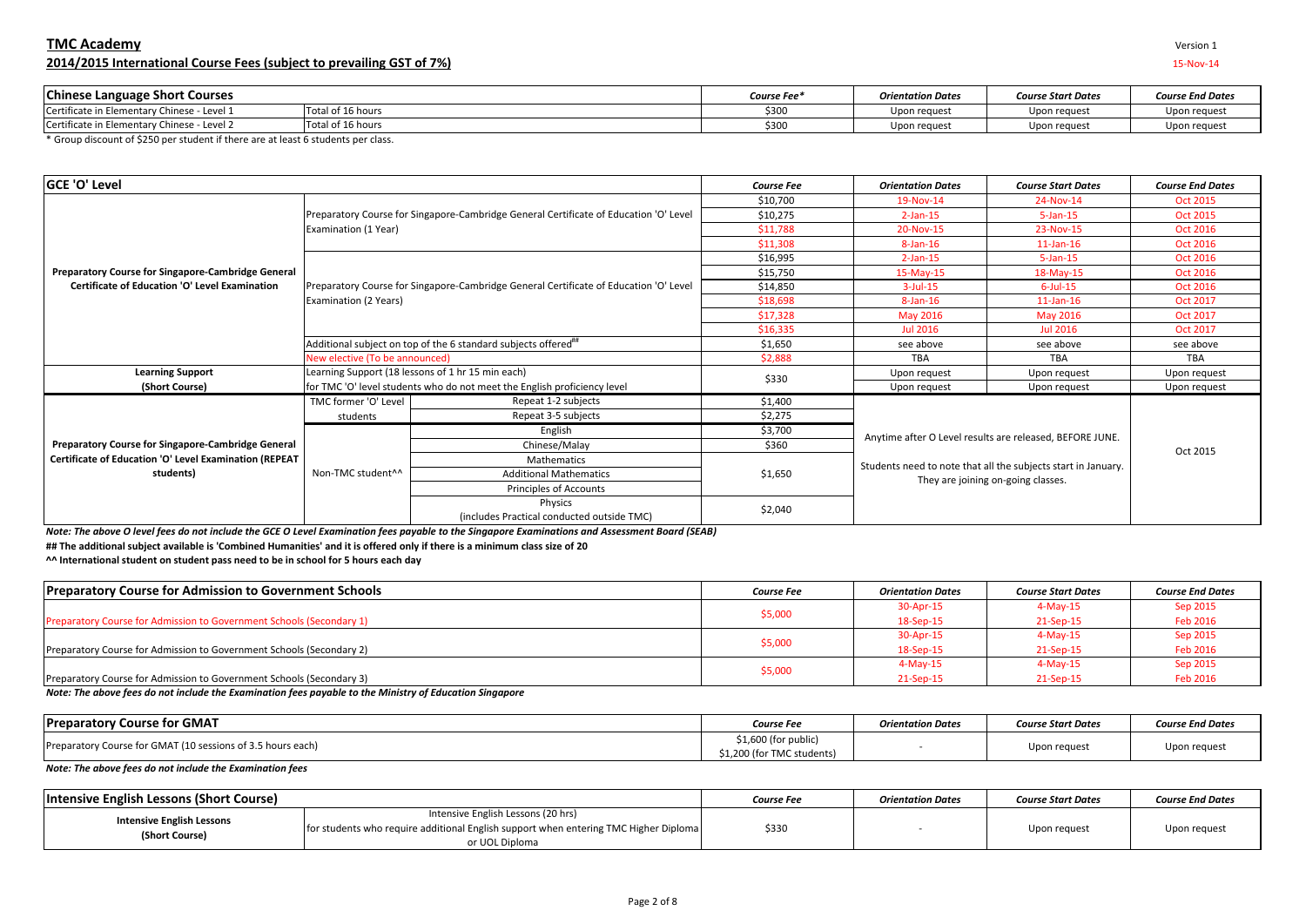# TMC Academy

## 2014/2015 International Course Fees (subject to prevailing GST of 7%)

Version 1
15-Nov-14

| Chinese Language Short Courses | | Course Fee* | Orientation Dates | Course Start Dates | Course End Dates |
|---|---|---|---|---|---|
| Certificate in Elementary Chinese - Level 1 | Total of 16 hours | $300 | Upon request | Upon request | Upon request |
| Certificate in Elementary Chinese - Level 2 | Total of 16 hours | $300 | Upon request | Upon request | Upon request |

\* Group discount of $250 per student if there are at least 6 students per class.

| GCE 'O' Level | | | Course Fee | Orientation Dates | Course Start Dates | Course End Dates |
|---|---|---|---|---|---|---|
| Preparatory Course for Singapore-Cambridge General Certificate of Education 'O' Level Examination | Preparatory Course for Singapore-Cambridge General Certificate of Education 'O' Level Examination (1 Year) | | $10,700 | 19-Nov-14 | 24-Nov-14 | Oct 2015 |
| | | | $10,275 | 2-Jan-15 | 5-Jan-15 | Oct 2015 |
| | | | $11,788 | 20-Nov-15 | 23-Nov-15 | Oct 2016 |
| | | | $11,308 | 8-Jan-16 | 11-Jan-16 | Oct 2016 |
| | Preparatory Course for Singapore-Cambridge General Certificate of Education 'O' Level Examination (2 Years) | | $16,995 | 2-Jan-15 | 5-Jan-15 | Oct 2016 |
| | | | $15,750 | 15-May-15 | 18-May-15 | Oct 2016 |
| | | | $14,850 | 3-Jul-15 | 6-Jul-15 | Oct 2016 |
| | | | $18,698 | 8-Jan-16 | 11-Jan-16 | Oct 2017 |
| | | | $17,328 | May 2016 | May 2016 | Oct 2017 |
| | | | $16,335 | Jul 2016 | Jul 2016 | Oct 2017 |
| | Additional subject on top of the 6 standard subjects offered## | | $1,650 | see above | see above | see above |
| | New elective (To be announced) | | $2,888 | TBA | TBA | TBA |
| Learning Support (Short Course) | Learning Support (18 lessons of 1 hr 15 min each) for TMC 'O' level students who do not meet the English proficiency level | | $330 | Upon request | Upon request | Upon request |
| Preparatory Course for Singapore-Cambridge General Certificate of Education 'O' Level Examination (REPEAT students) | TMC former 'O' Level students | Repeat 1-2 subjects | $1,400 | Anytime after O Level results are released, BEFORE JUNE. Students need to note that all the subjects start in January. They are joining on-going classes. | | Oct 2015 |
| | | Repeat 3-5 subjects | $2,275 | | | |
| | Non-TMC student^^ | English | $3,700 | | | |
| | | Chinese/Malay | $360 | | | |
| | | Mathematics | $1,650 | | | |
| | | Additional Mathematics | | | | |
| | | Principles of Accounts | | | | |
| | | Physics (includes Practical conducted outside TMC) | $2,040 | | | |

***Note: The above O level fees do not include the GCE O Level Examination fees payable to the Singapore Examinations and Assessment Board (SEAB)***

**## The additional subject available is 'Combined Humanities' and it is offered only if there is a minimum class size of 20**

**^^ International student on student pass need to be in school for 5 hours each day**

| Preparatory Course for Admission to Government Schools | Course Fee | Orientation Dates | Course Start Dates | Course End Dates |
|---|---|---|---|---|
| Preparatory Course for Admission to Government Schools (Secondary 1) | $5,000 | 30-Apr-15 | 4-May-15 | Sep 2015 |
| | | 18-Sep-15 | 21-Sep-15 | Feb 2016 |
| Preparatory Course for Admission to Government Schools (Secondary 2) | $5,000 | 30-Apr-15 | 4-May-15 | Sep 2015 |
| | | 18-Sep-15 | 21-Sep-15 | Feb 2016 |
| Preparatory Course for Admission to Government Schools (Secondary 3) | $5,000 | 4-May-15 | 4-May-15 | Sep 2015 |
| | | 21-Sep-15 | 21-Sep-15 | Feb 2016 |

***Note: The above fees do not include the Examination fees payable to the Ministry of Education Singapore***

| Preparatory Course for GMAT | Course Fee | Orientation Dates | Course Start Dates | Course End Dates |
|---|---|---|---|---|
| Preparatory Course for GMAT (10 sessions of 3.5 hours each) | $1,600 (for public)<br>$1,200 (for TMC students) | - | Upon request | Upon request |

***Note: The above fees do not include the Examination fees***

| Intensive English Lessons (Short Course) | | Course Fee | Orientation Dates | Course Start Dates | Course End Dates |
|---|---|---|---|---|---|
| Intensive English Lessons (Short Course) | Intensive English Lessons (20 hrs) for students who require additional English support when entering TMC Higher Diploma or UOL Diploma | $330 | - | Upon request | Upon request |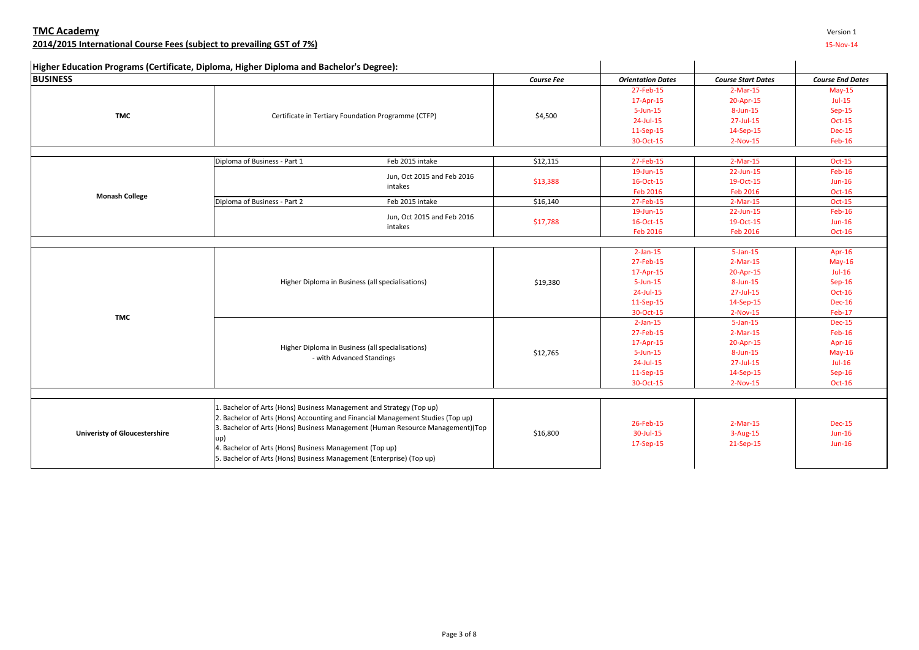**TMC Academy**

Version 1

**2014/2015 International Course Fees (subject to prevailing GST of 7%)**

15-Nov-14

## Higher Education Programs (Certificate, Diploma, Higher Diploma and Bachelor's Degree):

| BUSINESS | | | *Course Fee* | *Orientation Dates* | *Course Start Dates* | *Course End Dates* |
|---|---|---|---|---|---|---|
| TMC | Certificate in Tertiary Foundation Programme (CTFP) | | $4,500 | 27-Feb-15 | 2-Mar-15 | May-15 |
| | | | | 17-Apr-15 | 20-Apr-15 | Jul-15 |
| | | | | 5-Jun-15 | 8-Jun-15 | Sep-15 |
| | | | | 24-Jul-15 | 27-Jul-15 | Oct-15 |
| | | | | 11-Sep-15 | 14-Sep-15 | Dec-15 |
| | | | | 30-Oct-15 | 2-Nov-15 | Feb-16 |
| Monash College | Diploma of Business - Part 1 | Feb 2015 intake | $12,115 | 27-Feb-15 | 2-Mar-15 | Oct-15 |
| | | Jun, Oct 2015 and Feb 2016 intakes | $13,388 | 19-Jun-15 | 22-Jun-15 | Feb-16 |
| | | | | 16-Oct-15 | 19-Oct-15 | Jun-16 |
| | | | | Feb 2016 | Feb 2016 | Oct-16 |
| | Diploma of Business - Part 2 | Feb 2015 intake | $16,140 | 27-Feb-15 | 2-Mar-15 | Oct-15 |
| | | Jun, Oct 2015 and Feb 2016 intakes | $17,788 | 19-Jun-15 | 22-Jun-15 | Feb-16 |
| | | | | 16-Oct-15 | 19-Oct-15 | Jun-16 |
| | | | | Feb 2016 | Feb 2016 | Oct-16 |
| TMC | Higher Diploma in Business (all specialisations) | | $19,380 | 2-Jan-15 | 5-Jan-15 | Apr-16 |
| | | | | 27-Feb-15 | 2-Mar-15 | May-16 |
| | | | | 17-Apr-15 | 20-Apr-15 | Jul-16 |
| | | | | 5-Jun-15 | 8-Jun-15 | Sep-16 |
| | | | | 24-Jul-15 | 27-Jul-15 | Oct-16 |
| | | | | 11-Sep-15 | 14-Sep-15 | Dec-16 |
| | | | | 30-Oct-15 | 2-Nov-15 | Feb-17 |
| | Higher Diploma in Business (all specialisations) - with Advanced Standings | | $12,765 | 2-Jan-15 | 5-Jan-15 | Dec-15 |
| | | | | 27-Feb-15 | 2-Mar-15 | Feb-16 |
| | | | | 17-Apr-15 | 20-Apr-15 | Apr-16 |
| | | | | 5-Jun-15 | 8-Jun-15 | May-16 |
| | | | | 24-Jul-15 | 27-Jul-15 | Jul-16 |
| | | | | 11-Sep-15 | 14-Sep-15 | Sep-16 |
| | | | | 30-Oct-15 | 2-Nov-15 | Oct-16 |
| Univeristy of Gloucestershire | 1. Bachelor of Arts (Hons) Business Management and Strategy (Top up)<br>2. Bachelor of Arts (Hons) Accounting and Financial Management Studies (Top up)<br>3. Bachelor of Arts (Hons) Business Management (Human Resource Management)(Top up)<br>4. Bachelor of Arts (Hons) Business Management (Top up)<br>5. Bachelor of Arts (Hons) Business Management (Enterprise) (Top up) | | $16,800 | 26-Feb-15 | 2-Mar-15 | Dec-15 |
| | | | | 30-Jul-15 | 3-Aug-15 | Jun-16 |
| | | | | 17-Sep-15 | 21-Sep-15 | Jun-16 |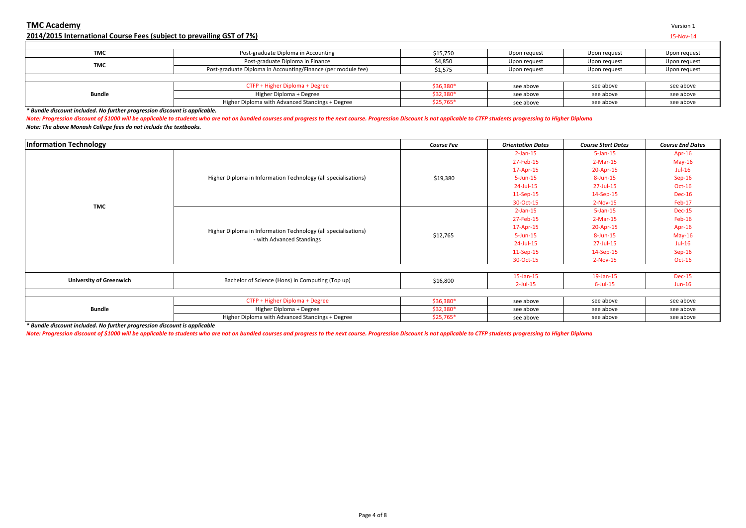**TMC Academy**

Version 1

**2014/2015 International Course Fees (subject to prevailing GST of 7%)**

15-Nov-14

| | | | | | |
|---|---|---|---|---|---|
| TMC | Post-graduate Diploma in Accounting | $15,750 | Upon request | Upon request | Upon request |
| TMC | Post-graduate Diploma in Finance | $4,850 | Upon request | Upon request | Upon request |
| | Post-graduate Diploma in Accounting/Finance (per module fee) | $1,575 | Upon request | Upon request | Upon request |
| | | | | | |
| Bundle | CTFP + Higher Diploma + Degree | $36,380* | see above | see above | see above |
| | Higher Diploma + Degree | $32,380* | see above | see above | see above |
| | Higher Diploma with Advanced Standings + Degree | $25,765* | see above | see above | see above |

***\* Bundle discount included. No further progression discount is applicable.***

***Note: Progression discount of $1000 will be applicable to students who are not on bundled courses and progress to the next course. Progression Discount is not applicable to CTFP students progressing to Higher Diploma***

***Note: The above Monash College fees do not include the textbooks.***

| **Information Technology** | | ***Course Fee*** | ***Orientation Dates*** | ***Course Start Dates*** | ***Course End Dates*** |
|---|---|---|---|---|---|
| TMC | Higher Diploma in Information Technology (all specialisations) | $19,380 | 2-Jan-15 | 5-Jan-15 | Apr-16 |
| | | | 27-Feb-15 | 2-Mar-15 | May-16 |
| | | | 17-Apr-15 | 20-Apr-15 | Jul-16 |
| | | | 5-Jun-15 | 8-Jun-15 | Sep-16 |
| | | | 24-Jul-15 | 27-Jul-15 | Oct-16 |
| | | | 11-Sep-15 | 14-Sep-15 | Dec-16 |
| | | | 30-Oct-15 | 2-Nov-15 | Feb-17 |
| | Higher Diploma in Information Technology (all specialisations) - with Advanced Standings | $12,765 | 2-Jan-15 | 5-Jan-15 | Dec-15 |
| | | | 27-Feb-15 | 2-Mar-15 | Feb-16 |
| | | | 17-Apr-15 | 20-Apr-15 | Apr-16 |
| | | | 5-Jun-15 | 8-Jun-15 | May-16 |
| | | | 24-Jul-15 | 27-Jul-15 | Jul-16 |
| | | | 11-Sep-15 | 14-Sep-15 | Sep-16 |
| | | | 30-Oct-15 | 2-Nov-15 | Oct-16 |
| | | | | | |
| University of Greenwich | Bachelor of Science (Hons) in Computing (Top up) | $16,800 | 15-Jan-15 | 19-Jan-15 | Dec-15 |
| | | | 2-Jul-15 | 6-Jul-15 | Jun-16 |
| | | | | | |
| Bundle | CTFP + Higher Diploma + Degree | $36,380* | see above | see above | see above |
| | Higher Diploma + Degree | $32,380* | see above | see above | see above |
| | Higher Diploma with Advanced Standings + Degree | $25,765* | see above | see above | see above |

***\* Bundle discount included. No further progression discount is applicable***

***Note: Progression discount of $1000 will be applicable to students who are not on bundled courses and progress to the next course. Progression Discount is not applicable to CTFP students progressing to Higher Diploma***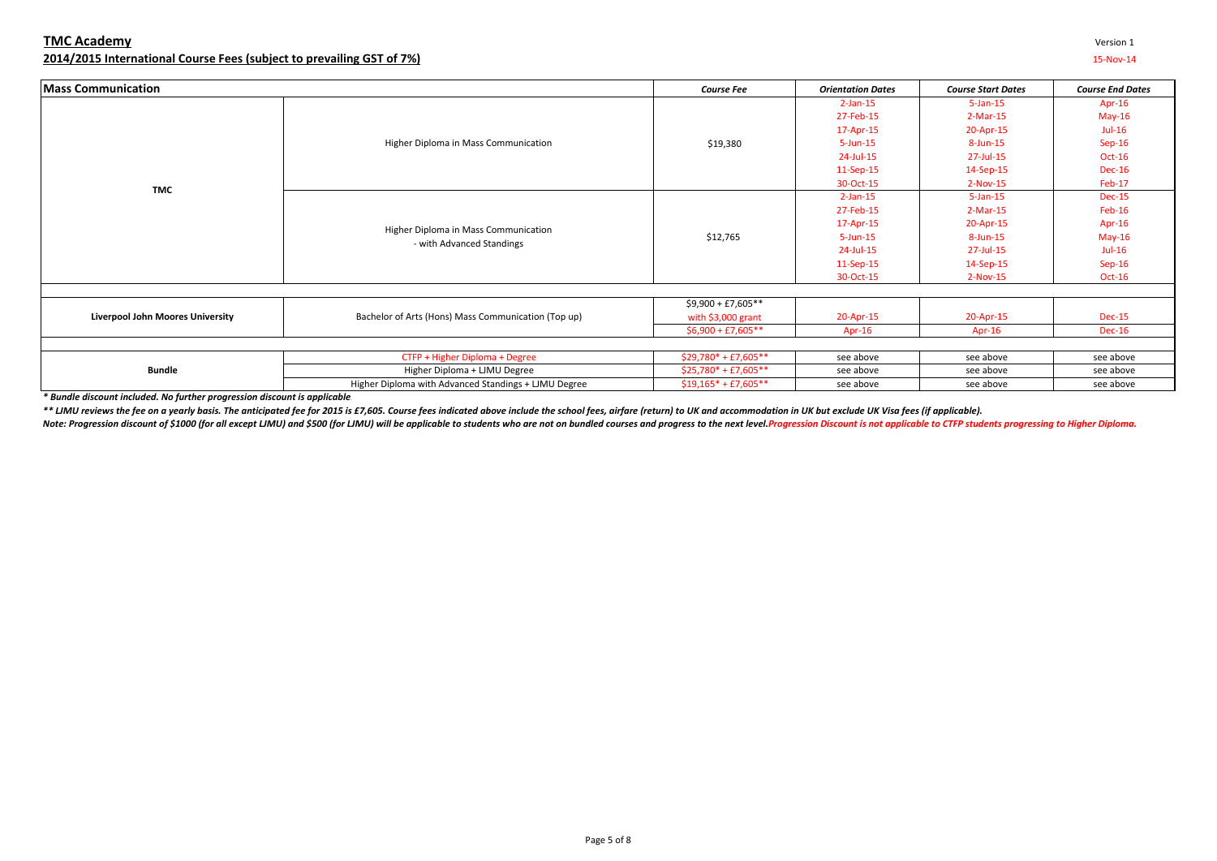**TMC Academy**

**2014/2015 International Course Fees (subject to prevailing GST of 7%)**

Version 1

15-Nov-14

| Mass Communication | | Course Fee | Orientation Dates | Course Start Dates | Course End Dates |
|---|---|---|---|---|---|
| TMC | Higher Diploma in Mass Communication | $19,380 | 2-Jan-15 | 5-Jan-15 | Apr-16 |
| | | | 27-Feb-15 | 2-Mar-15 | May-16 |
| | | | 17-Apr-15 | 20-Apr-15 | Jul-16 |
| | | | 5-Jun-15 | 8-Jun-15 | Sep-16 |
| | | | 24-Jul-15 | 27-Jul-15 | Oct-16 |
| | | | 11-Sep-15 | 14-Sep-15 | Dec-16 |
| | | | 30-Oct-15 | 2-Nov-15 | Feb-17 |
| | Higher Diploma in Mass Communication - with Advanced Standings | $12,765 | 2-Jan-15 | 5-Jan-15 | Dec-15 |
| | | | 27-Feb-15 | 2-Mar-15 | Feb-16 |
| | | | 17-Apr-15 | 20-Apr-15 | Apr-16 |
| | | | 5-Jun-15 | 8-Jun-15 | May-16 |
| | | | 24-Jul-15 | 27-Jul-15 | Jul-16 |
| | | | 11-Sep-15 | 14-Sep-15 | Sep-16 |
| | | | 30-Oct-15 | 2-Nov-15 | Oct-16 |
| Liverpool John Moores University | Bachelor of Arts (Hons) Mass Communication (Top up) | $9,900 + £7,605** with $3,000 grant | 20-Apr-15 | 20-Apr-15 | Dec-15 |
| | | $6,900 + £7,605** | Apr-16 | Apr-16 | Dec-16 |
| Bundle | CTFP + Higher Diploma + Degree | $29,780* + £7,605** | see above | see above | see above |
| | Higher Diploma + LJMU Degree | $25,780* + £7,605** | see above | see above | see above |
| | Higher Diploma with Advanced Standings + LJMU Degree | $19,165* + £7,605** | see above | see above | see above |

*\* Bundle discount included. No further progression discount is applicable*

*\*\* LJMU reviews the fee on a yearly basis. The anticipated fee for 2015 is £7,605. Course fees indicated above include the school fees, airfare (return) to UK and accommodation in UK but exclude UK Visa fees (if applicable).*

*Note: Progression discount of $1000 (for all except LJMU) and $500 (for LJMU) will be applicable to students who are not on bundled courses and progress to the next level. Progression Discount is not applicable to CTFP students progressing to Higher Diploma.*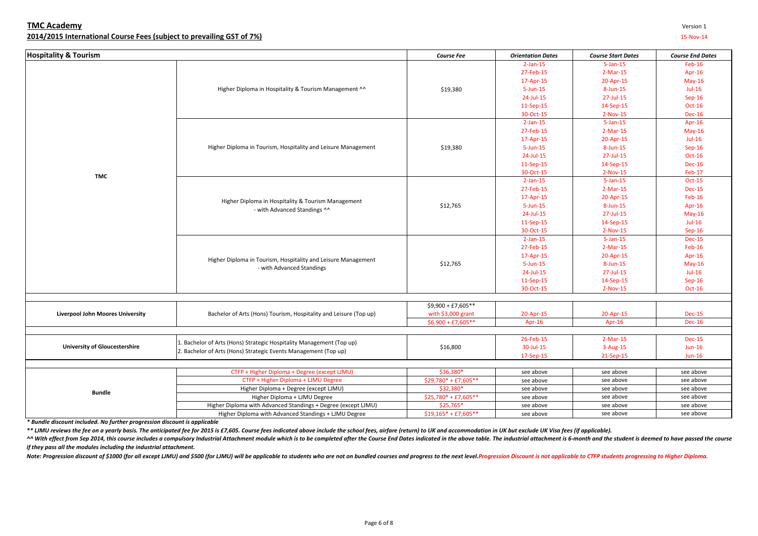**TMC Academy**

**2014/2015 International Course Fees (subject to prevailing GST of 7%)**

Version 1

15-Nov-14

| Hospitality & Tourism | | *Course Fee* | *Orientation Dates* | *Course Start Dates* | *Course End Dates* |
|---|---|---|---|---|---|
| TMC | Higher Diploma in Hospitality & Tourism Management ^^ | $19,380 | 2-Jan-15 | 5-Jan-15 | Feb-16 |
| | | | 27-Feb-15 | 2-Mar-15 | Apr-16 |
| | | | 17-Apr-15 | 20-Apr-15 | May-16 |
| | | | 5-Jun-15 | 8-Jun-15 | Jul-16 |
| | | | 24-Jul-15 | 27-Jul-15 | Sep-16 |
| | | | 11-Sep-15 | 14-Sep-15 | Oct-16 |
| | | | 30-Oct-15 | 2-Nov-15 | Dec-16 |
| | Higher Diploma in Tourism, Hospitality and Leisure Management | $19,380 | 2-Jan-15 | 5-Jan-15 | Apr-16 |
| | | | 27-Feb-15 | 2-Mar-15 | May-16 |
| | | | 17-Apr-15 | 20-Apr-15 | Jul-16 |
| | | | 5-Jun-15 | 8-Jun-15 | Sep-16 |
| | | | 24-Jul-15 | 27-Jul-15 | Oct-16 |
| | | | 11-Sep-15 | 14-Sep-15 | Dec-16 |
| | | | 30-Oct-15 | 2-Nov-15 | Feb-17 |
| | Higher Diploma in Hospitality & Tourism Management - with Advanced Standings ^^ | $12,765 | 2-Jan-15 | 5-Jan-15 | Oct-15 |
| | | | 27-Feb-15 | 2-Mar-15 | Dec-15 |
| | | | 17-Apr-15 | 20-Apr-15 | Feb-16 |
| | | | 5-Jun-15 | 8-Jun-15 | Apr-16 |
| | | | 24-Jul-15 | 27-Jul-15 | May-16 |
| | | | 11-Sep-15 | 14-Sep-15 | Jul-16 |
| | | | 30-Oct-15 | 2-Nov-15 | Sep-16 |
| | Higher Diploma in Tourism, Hospitality and Leisure Management - with Advanced Standings | $12,765 | 2-Jan-15 | 5-Jan-15 | Dec-15 |
| | | | 27-Feb-15 | 2-Mar-15 | Feb-16 |
| | | | 17-Apr-15 | 20-Apr-15 | Apr-16 |
| | | | 5-Jun-15 | 8-Jun-15 | May-16 |
| | | | 24-Jul-15 | 27-Jul-15 | Jul-16 |
| | | | 11-Sep-15 | 14-Sep-15 | Sep-16 |
| | | | 30-Oct-15 | 2-Nov-15 | Oct-16 |
| Liverpool John Moores University | Bachelor of Arts (Hons) Tourism, Hospitality and Leisure (Top up) | $9,900 + £7,605** with $3,000 grant | 20-Apr-15 | 20-Apr-15 | Dec-15 |
| | | $6,900 + £7,605** | Apr-16 | Apr-16 | Dec-16 |
| University of Gloucestershire | 1. Bachelor of Arts (Hons) Strategic Hospitality Management (Top up)<br>2. Bachelor of Arts (Hons) Strategic Events Management (Top up) | $16,800 | 26-Feb-15 | 2-Mar-15 | Dec-15 |
| | | | 30-Jul-15 | 3-Aug-15 | Jun-16 |
| | | | 17-Sep-15 | 21-Sep-15 | Jun-16 |
| Bundle | CTFP + Higher Diploma + Degree (except LJMU) | $36,380* | see above | see above | see above |
| | CTFP + Higher Diploma + LJMU Degree | $29,780* + £7,605** | see above | see above | see above |
| | Higher Diploma + Degree (except LJMU) | $32,380* | see above | see above | see above |
| | Higher Diploma + LJMU Degree | $25,780* + £7,605** | see above | see above | see above |
| | Higher Diploma with Advanced Standings + Degree (except LJMU) | $25,765* | see above | see above | see above |
| | Higher Diploma with Advanced Standings + LJMU Degree | $19,165* + £7,605** | see above | see above | see above |

***** Bundle discount included. No further progression discount is applicable*

*** LJMU reviews the fee on a yearly basis. The anticipated fee for 2015 is £7,605. Course fees indicated above include the school fees, airfare (return) to UK and accommodation in UK but exclude UK Visa fees (if applicable).*

*^^ With effect from Sep 2014, this course includes a compulsory Industrial Attachment module which is to be completed after the Course End Dates indicated in the above table. The industrial attachment is 6-month and the student is deemed to have passed the course if they pass all the modules including the industrial attachment.*

*Note: Progression discount of $1000 (for all except LJMU) and $500 (for LJMU) will be applicable to students who are not on bundled courses and progress to the next level. Progression Discount is not applicable to CTFP students progressing to Higher Diploma.*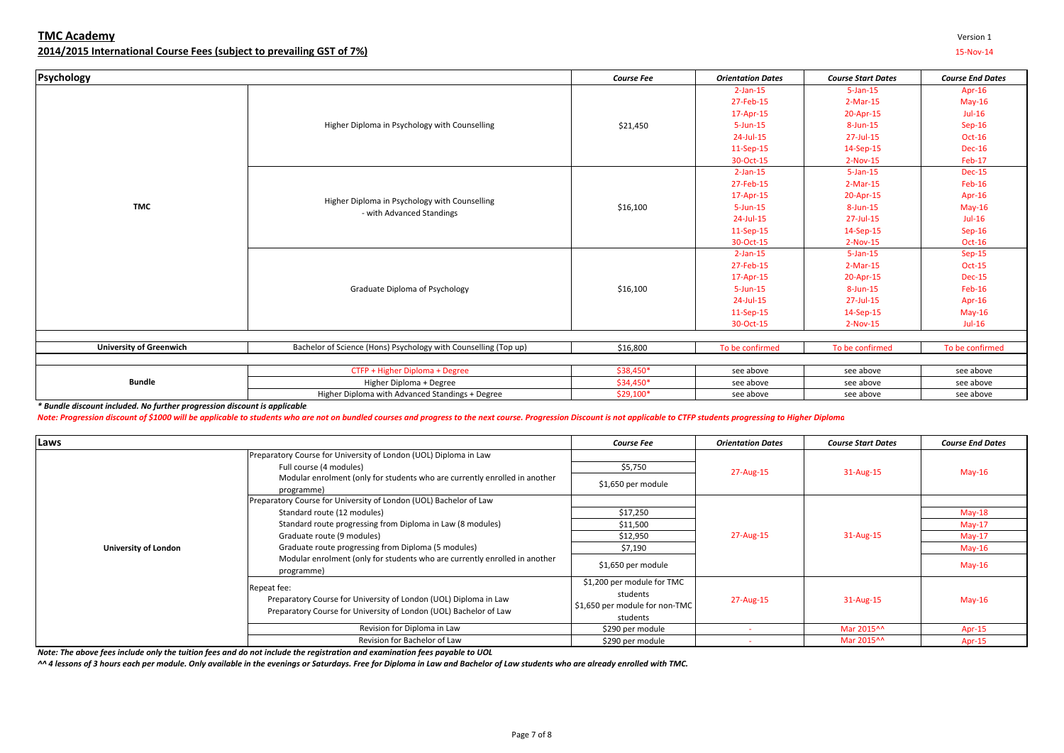# TMC Academy

## 2014/2015 International Course Fees (subject to prevailing GST of 7%)

Version 1

15-Nov-14

| Psychology | | Course Fee | Orientation Dates | Course Start Dates | Course End Dates |
|---|---|---|---|---|---|
| TMC | Higher Diploma in Psychology with Counselling | $21,450 | 2-Jan-15 | 5-Jan-15 | Apr-16 |
| | | | 27-Feb-15 | 2-Mar-15 | May-16 |
| | | | 17-Apr-15 | 20-Apr-15 | Jul-16 |
| | | | 5-Jun-15 | 8-Jun-15 | Sep-16 |
| | | | 24-Jul-15 | 27-Jul-15 | Oct-16 |
| | | | 11-Sep-15 | 14-Sep-15 | Dec-16 |
| | | | 30-Oct-15 | 2-Nov-15 | Feb-17 |
| | Higher Diploma in Psychology with Counselling - with Advanced Standings | $16,100 | 2-Jan-15 | 5-Jan-15 | Dec-15 |
| | | | 27-Feb-15 | 2-Mar-15 | Feb-16 |
| | | | 17-Apr-15 | 20-Apr-15 | Apr-16 |
| | | | 5-Jun-15 | 8-Jun-15 | May-16 |
| | | | 24-Jul-15 | 27-Jul-15 | Jul-16 |
| | | | 11-Sep-15 | 14-Sep-15 | Sep-16 |
| | | | 30-Oct-15 | 2-Nov-15 | Oct-16 |
| | Graduate Diploma of Psychology | $16,100 | 2-Jan-15 | 5-Jan-15 | Sep-15 |
| | | | 27-Feb-15 | 2-Mar-15 | Oct-15 |
| | | | 17-Apr-15 | 20-Apr-15 | Dec-15 |
| | | | 5-Jun-15 | 8-Jun-15 | Feb-16 |
| | | | 24-Jul-15 | 27-Jul-15 | Apr-16 |
| | | | 11-Sep-15 | 14-Sep-15 | May-16 |
| | | | 30-Oct-15 | 2-Nov-15 | Jul-16 |
| University of Greenwich | Bachelor of Science (Hons) Psychology with Counselling (Top up) | $16,800 | To be confirmed | To be confirmed | To be confirmed |
| Bundle | CTFP + Higher Diploma + Degree | $38,450* | see above | see above | see above |
| | Higher Diploma + Degree | $34,450* | see above | see above | see above |
| | Higher Diploma with Advanced Standings + Degree | $29,100* | see above | see above | see above |

***\* Bundle discount included. No further progression discount is applicable***

***Note: Progression discount of $1000 will be applicable to students who are not on bundled courses and progress to the next course. Progression Discount is not applicable to CTFP students progressing to Higher Diploma***

| Laws | | Course Fee | Orientation Dates | Course Start Dates | Course End Dates |
|---|---|---|---|---|---|
| University of London | Preparatory Course for University of London (UOL) Diploma in Law | | | | |
| | Full course (4 modules) | $5,750 | 27-Aug-15 | 31-Aug-15 | May-16 |
| | Modular enrolment (only for students who are currently enrolled in another programme) | $1,650 per module | | | |
| | Preparatory Course for University of London (UOL) Bachelor of Law | | 27-Aug-15 | 31-Aug-15 | |
| | Standard route (12 modules) | $17,250 | | | May-18 |
| | Standard route progressing from Diploma in Law (8 modules) | $11,500 | | | May-17 |
| | Graduate route (9 modules) | $12,950 | | | May-17 |
| | Graduate route progressing from Diploma (5 modules) | $7,190 | | | May-16 |
| | Modular enrolment (only for students who are currently enrolled in another programme) | $1,650 per module | | | May-16 |
| | Repeat fee: Preparatory Course for University of London (UOL) Diploma in Law; Preparatory Course for University of London (UOL) Bachelor of Law | $1,200 per module for TMC students; $1,650 per module for non-TMC students | 27-Aug-15 | 31-Aug-15 | May-16 |
| | Revision for Diploma in Law | $290 per module | - | Mar 2015^^ | Apr-15 |
| | Revision for Bachelor of Law | $290 per module | - | Mar 2015^^ | Apr-15 |

***Note: The above fees include only the tuition fees and do not include the registration and examination fees payable to UOL***

***^^ 4 lessons of 3 hours each per module. Only available in the evenings or Saturdays. Free for Diploma in Law and Bachelor of Law students who are already enrolled with TMC.***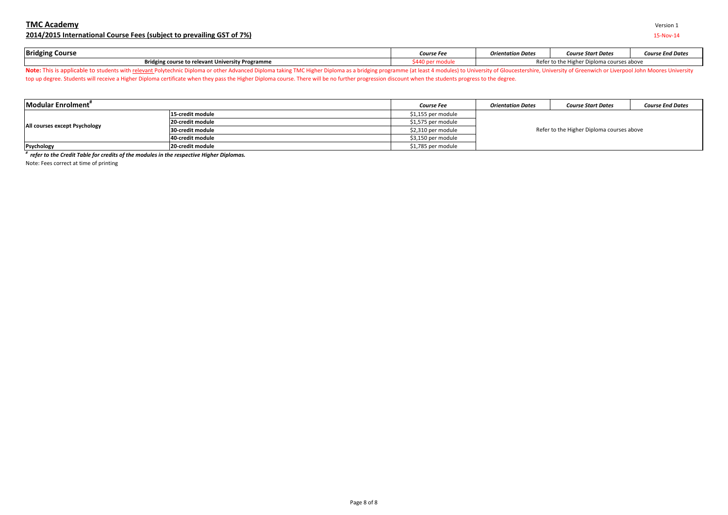**TMC Academy**

**2014/2015 International Course Fees (subject to prevailing GST of 7%)**

Version 1

15-Nov-14

| Bridging Course | Course Fee | Orientation Dates | Course Start Dates | Course End Dates |
|---|---|---|---|---|
| Bridging course to relevant University Programme | $440 per module | Refer to the Higher Diploma courses above | | |

**Note:** This is applicable to students with relevant Polytechnic Diploma or other Advanced Diploma taking TMC Higher Diploma as a bridging programme (at least 4 modules) to University of Gloucestershire, University of Greenwich or Liverpool John Moores University top up degree. Students will receive a Higher Diploma certificate when they pass the Higher Diploma course. There will be no further progression discount when the students progress to the degree.

| Modular Enrolment# | | Course Fee | Orientation Dates | Course Start Dates | Course End Dates |
|---|---|---|---|---|---|
| All courses except Psychology | 15-credit module | $1,155 per module | Refer to the Higher Diploma courses above | | |
| | 20-credit module | $1,575 per module | | | |
| | 30-credit module | $2,310 per module | | | |
| | 40-credit module | $3,150 per module | | | |
| Psychology | 20-credit module | $1,785 per module | | | |

# *refer to the Credit Table for credits of the modules in the respective Higher Diplomas.*

Note: Fees correct at time of printing